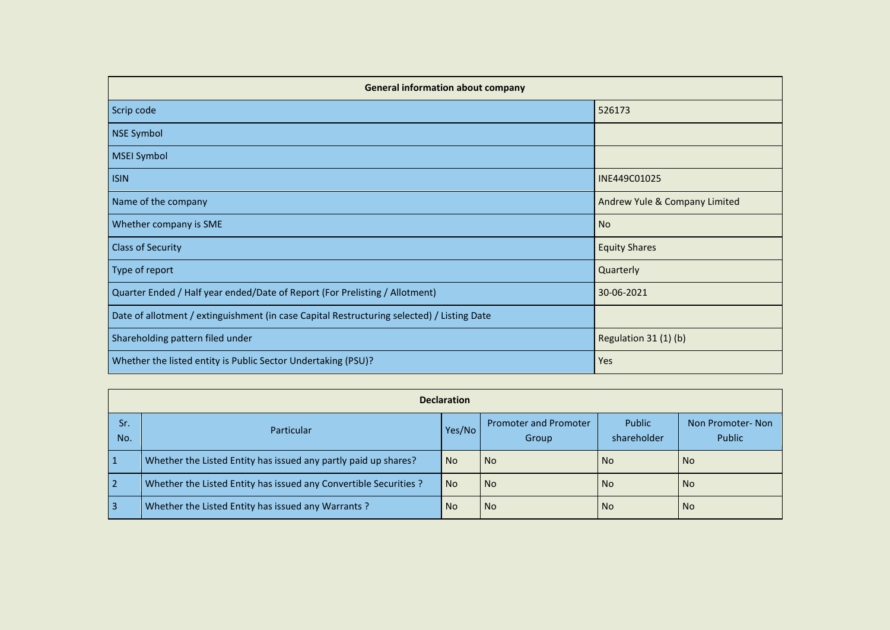| General information about company | |
|---|---|
| Scrip code | 526173 |
| NSE Symbol | |
| MSEI Symbol | |
| ISIN | INE449C01025 |
| Name of the company | Andrew Yule & Company Limited |
| Whether company is SME | No |
| Class of Security | Equity Shares |
| Type of report | Quarterly |
| Quarter Ended / Half year ended/Date of Report (For Prelisting / Allotment) | 30-06-2021 |
| Date of allotment / extinguishment (in case Capital Restructuring selected) / Listing Date | |
| Shareholding pattern filed under | Regulation 31 (1) (b) |
| Whether the listed entity is Public Sector Undertaking (PSU)? | Yes |

| Declaration | | | | | |
|---|---|---|---|---|---|
| Sr. No. | Particular | Yes/No | Promoter and Promoter Group | Public shareholder | Non Promoter- Non Public |
| 1 | Whether the Listed Entity has issued any partly paid up shares? | No | No | No | No |
| 2 | Whether the Listed Entity has issued any Convertible Securities ? | No | No | No | No |
| 3 | Whether the Listed Entity has issued any Warrants ? | No | No | No | No |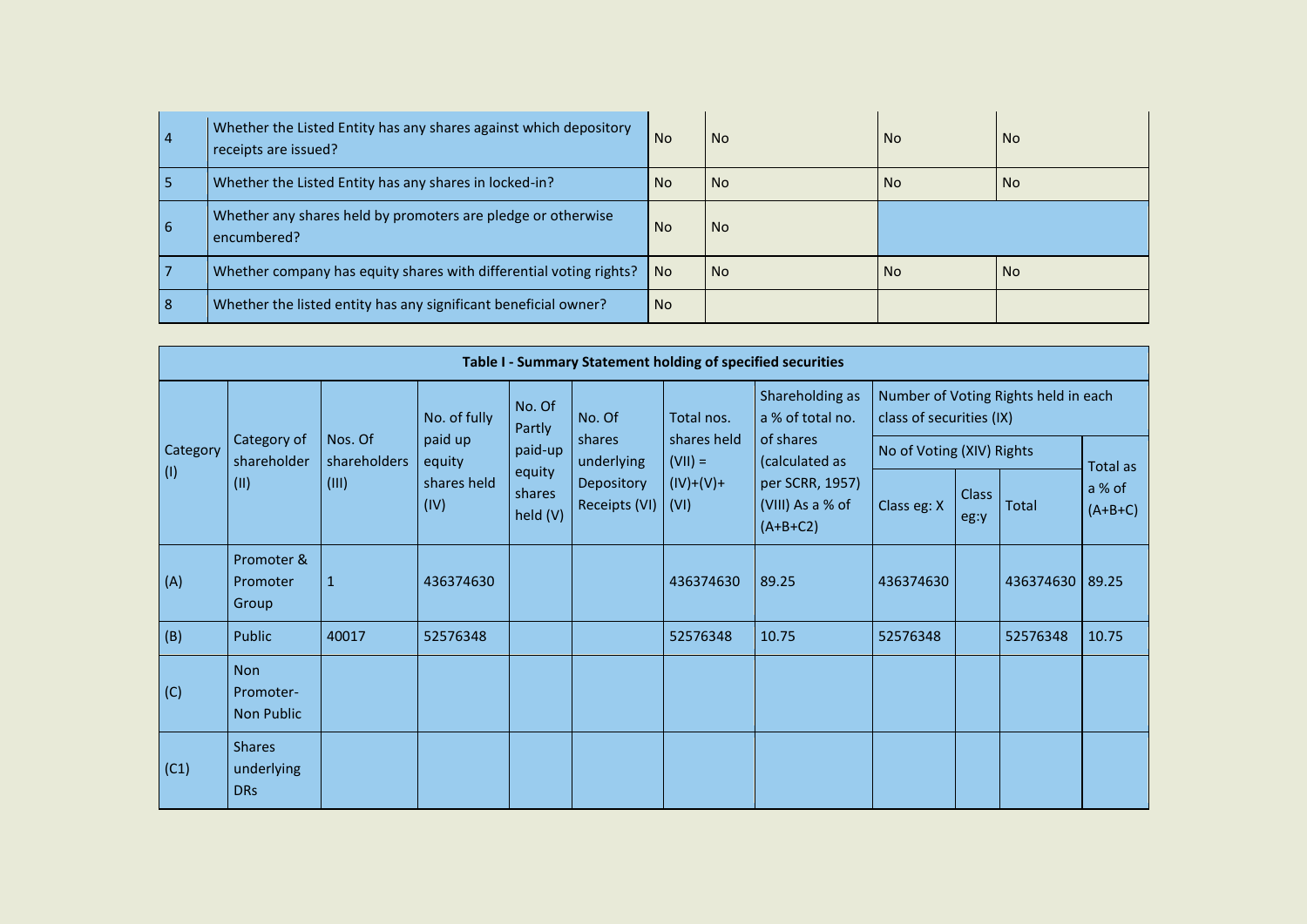| 4 | Whether the Listed Entity has any shares against which depository receipts are issued? | No | No | No | No |
|---|---|---|---|---|---|
| 5 | Whether the Listed Entity has any shares in locked-in? | No | No | No | No |
| 6 | Whether any shares held by promoters are pledge or otherwise encumbered? | No | No | | |
| 7 | Whether company has equity shares with differential voting rights? | No | No | No | No |
| 8 | Whether the listed entity has any significant beneficial owner? | No | | | |

**Table I - Summary Statement holding of specified securities**

| Category (I) | Category of shareholder (II) | Nos. Of shareholders (III) | No. of fully paid up equity shares held (IV) | No. Of Partly paid-up equity shares held (V) | No. Of shares underlying Depository Receipts (VI) | Total nos. shares held (VII) = (IV)+(V)+ (VI) | Shareholding as a % of total no. of shares (calculated as per SCRR, 1957) (VIII) As a % of (A+B+C2) | Number of Voting Rights held in each class of securities (IX) | | | |
|---|---|---|---|---|---|---|---|---|---|---|---|
| | | | | | | | | No of Voting (XIV) Rights | | | Total as a % of (A+B+C) |
| | | | | | | | | Class eg: X | Class eg:y | Total | |
| (A) | Promoter & Promoter Group | 1 | 436374630 | | | 436374630 | 89.25 | 436374630 | | 436374630 | 89.25 |
| (B) | Public | 40017 | 52576348 | | | 52576348 | 10.75 | 52576348 | | 52576348 | 10.75 |
| (C) | Non Promoter-Non Public | | | | | | | | | | |
| (C1) | Shares underlying DRs | | | | | | | | | | |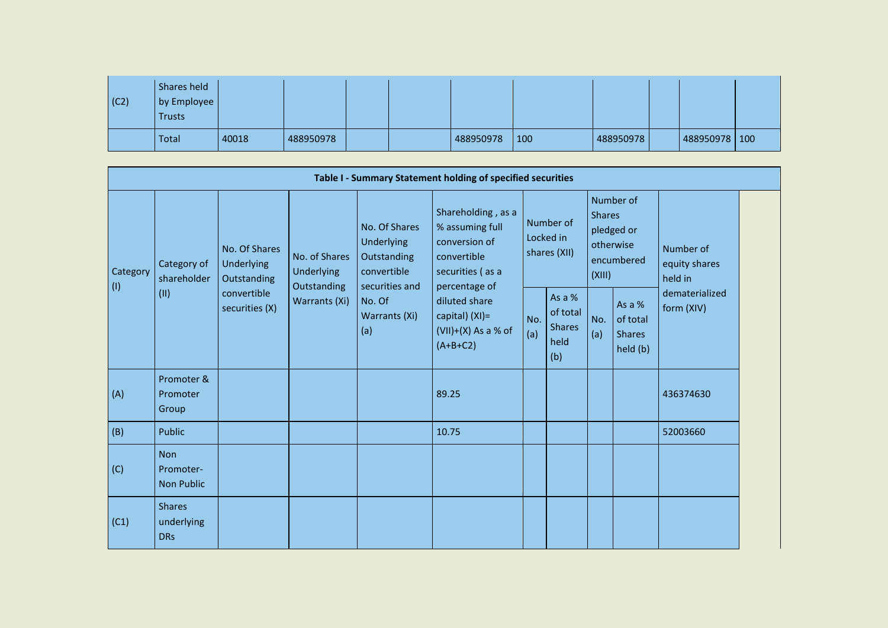| | | | | | | | | | | | |
|---|---|---|---|---|---|---|---|---|---|---|---|
| (C2) | Shares held by Employee Trusts | | | | | | | | | | |
| | Total | 40018 | 488950978 | | | 488950978 | 100 | 488950978 | | 488950978 | 100 |

**Table I - Summary Statement holding of specified securities**

| Category (I) | Category of shareholder (II) | No. Of Shares Underlying Outstanding convertible securities (X) | No. of Shares Underlying Outstanding Warrants (Xi) | No. Of Shares Underlying Outstanding convertible securities and No. Of Warrants (Xi) (a) | Shareholding , as a % assuming full conversion of convertible securities ( as a percentage of diluted share capital) (XI)= (VII)+(X) As a % of (A+B+C2) | Number of Locked in shares (XII) | | Number of Shares pledged or otherwise encumbered (XIII) | | Number of equity shares held in dematerialized form (XIV) |
|---|---|---|---|---|---|---|---|---|---|---|
| | | | | | | No. (a) | As a % of total Shares held (b) | No. (a) | As a % of total Shares held (b) | |
| (A) | Promoter & Promoter Group | | | | 89.25 | | | | | 436374630 |
| (B) | Public | | | | 10.75 | | | | | 52003660 |
| (C) | Non Promoter- Non Public | | | | | | | | | |
| (C1) | Shares underlying DRs | | | | | | | | | |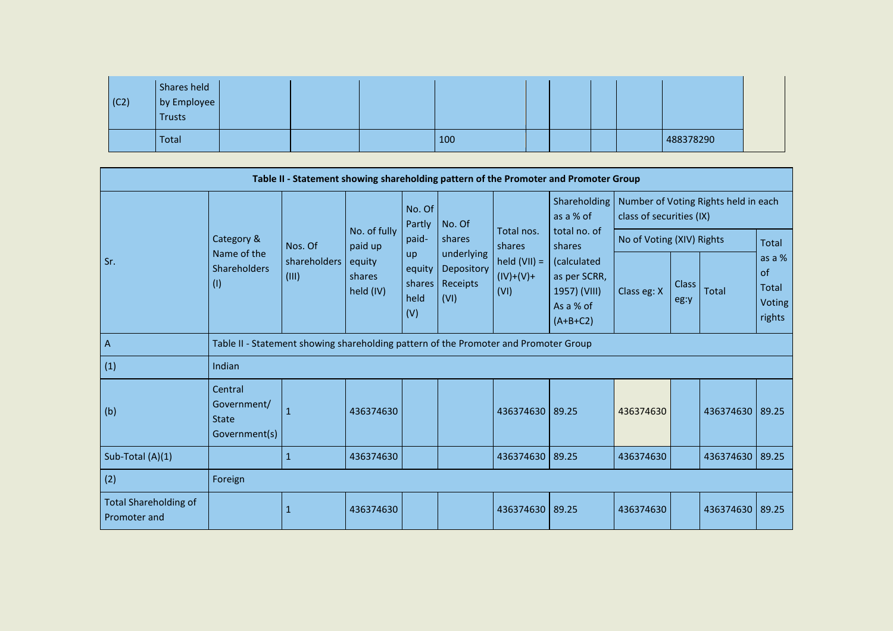| | | | | | | | | | | | |
|---|---|---|---|---|---|---|---|---|---|---|---|
| (C2) | Shares held by Employee Trusts | | | | | | | | | | |
| | Total | | | | 100 | | | | | 488378290 | |

| Table II - Statement showing shareholding pattern of the Promoter and Promoter Group | | | | | | | | | | | |
|---|---|---|---|---|---|---|---|---|---|---|---|
| Sr. | Category & Name of the Shareholders (I) | Nos. Of shareholders (III) | No. of fully paid up equity shares held (IV) | No. Of Partly paid-up equity shares held (V) | No. Of shares underlying Depository Receipts (VI) | Total nos. shares held (VII) = (IV)+(V)+ (VI) | Shareholding as a % of total no. of shares (calculated as per SCRR, 1957) (VIII) As a % of (A+B+C2) | Number of Voting Rights held in each class of securities (IX) | | | |
| | | | | | | | | No of Voting (XIV) Rights | | | Total as a % of Total Voting rights |
| | | | | | | | | Class eg: X | Class eg:y | Total | |
| A | Table II - Statement showing shareholding pattern of the Promoter and Promoter Group | | | | | | | | | | |
| (1) | Indian | | | | | | | | | | |
| (b) | Central Government/ State Government(s) | 1 | 436374630 | | | 436374630 | 89.25 | 436374630 | | 436374630 | 89.25 |
| Sub-Total (A)(1) | | 1 | 436374630 | | | 436374630 | 89.25 | 436374630 | | 436374630 | 89.25 |
| (2) | Foreign | | | | | | | | | | |
| Total Shareholding of Promoter and | | 1 | 436374630 | | | 436374630 | 89.25 | 436374630 | | 436374630 | 89.25 |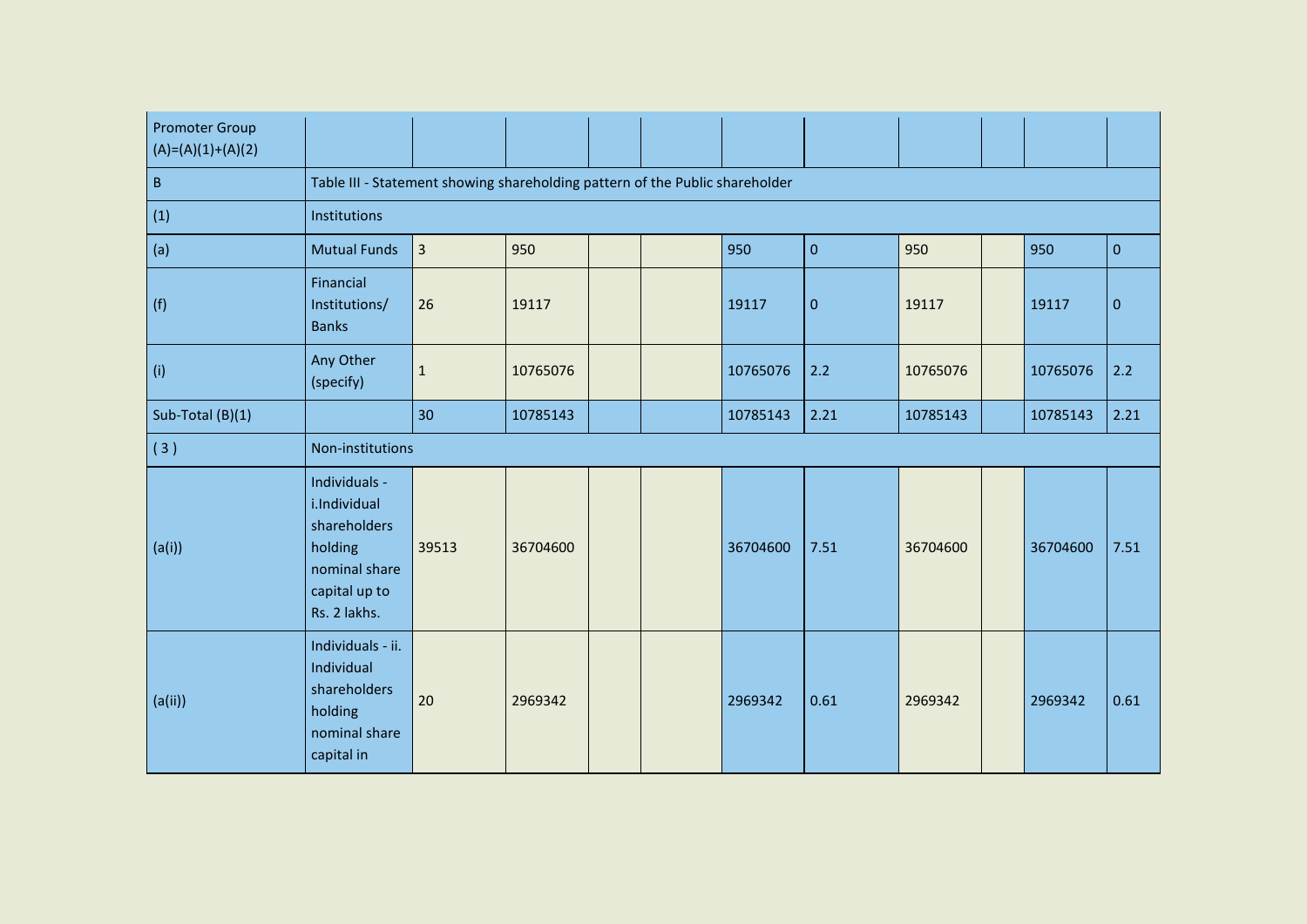| Promoter Group (A)=(A)(1)+(A)(2) | | | | | | | | | | | |
|---|---|---|---|---|---|---|---|---|---|---|---|
| B | Table III - Statement showing shareholding pattern of the Public shareholder | | | | | | | | | | |
| (1) | Institutions | | | | | | | | | | |
| (a) | Mutual Funds | 3 | 950 | | | 950 | 0 | 950 | | 950 | 0 |
| (f) | Financial Institutions/ Banks | 26 | 19117 | | | 19117 | 0 | 19117 | | 19117 | 0 |
| (i) | Any Other (specify) | 1 | 10765076 | | | 10765076 | 2.2 | 10765076 | | 10765076 | 2.2 |
| Sub-Total (B)(1) | | 30 | 10785143 | | | 10785143 | 2.21 | 10785143 | | 10785143 | 2.21 |
| ( 3 ) | Non-institutions | | | | | | | | | | |
| (a(i)) | Individuals - i.Individual shareholders holding nominal share capital up to Rs. 2 lakhs. | 39513 | 36704600 | | | 36704600 | 7.51 | 36704600 | | 36704600 | 7.51 |
| (a(ii)) | Individuals - ii. Individual shareholders holding nominal share capital in | 20 | 2969342 | | | 2969342 | 0.61 | 2969342 | | 2969342 | 0.61 |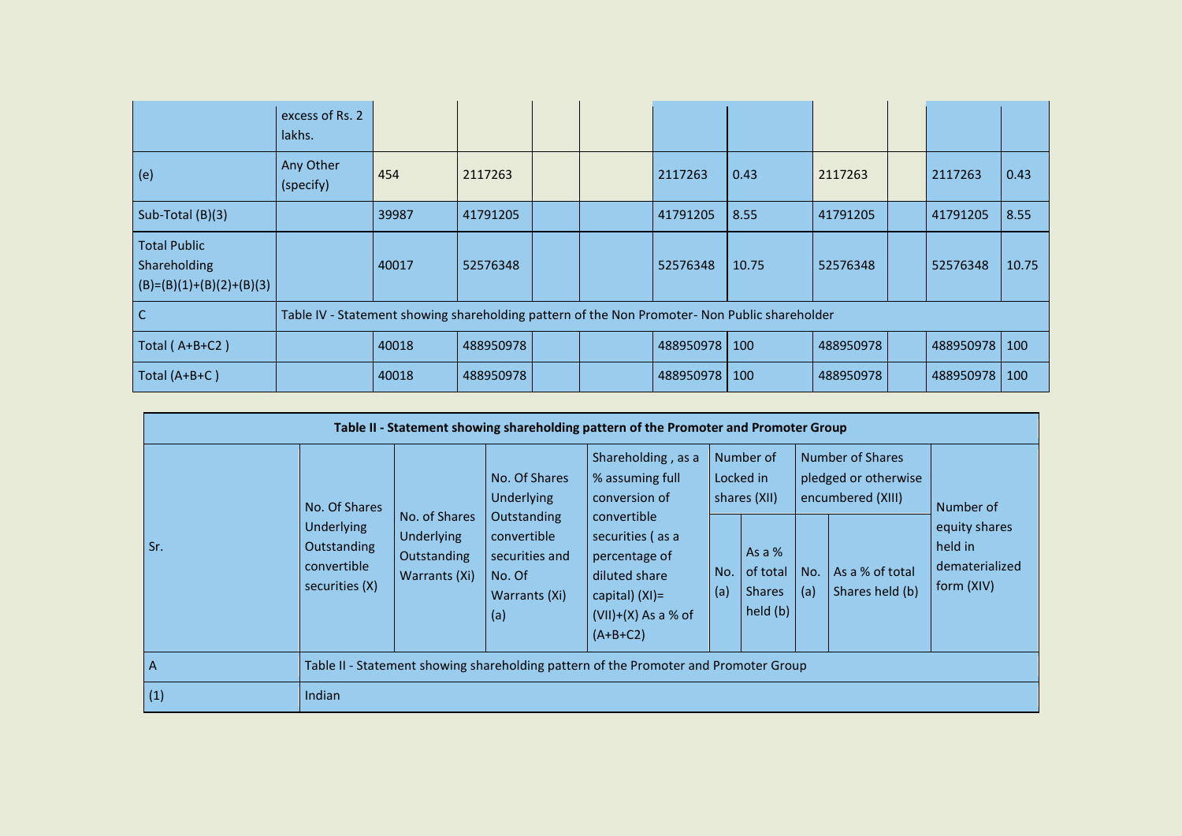| | excess of Rs. 2 lakhs. | | | | | | | | | | |
|---|---|---|---|---|---|---|---|---|---|---|---|
| (e) | Any Other (specify) | 454 | 2117263 | | | 2117263 | 0.43 | 2117263 | | 2117263 | 0.43 |
| Sub-Total (B)(3) | | 39987 | 41791205 | | | 41791205 | 8.55 | 41791205 | | 41791205 | 8.55 |
| Total Public Shareholding (B)=(B)(1)+(B)(2)+(B)(3) | | 40017 | 52576348 | | | 52576348 | 10.75 | 52576348 | | 52576348 | 10.75 |
| C | Table IV - Statement showing shareholding pattern of the Non Promoter- Non Public shareholder | | | | | | | | | | |
| Total ( A+B+C2 ) | | 40018 | 488950978 | | | 488950978 | 100 | 488950978 | | 488950978 | 100 |
| Total (A+B+C ) | | 40018 | 488950978 | | | 488950978 | 100 | 488950978 | | 488950978 | 100 |

**Table II - Statement showing shareholding pattern of the Promoter and Promoter Group**

| Sr. | No. Of Shares Underlying Outstanding convertible securities (X) | No. of Shares Underlying Outstanding Warrants (Xi) | No. Of Shares Underlying Outstanding convertible securities and No. Of Warrants (Xi) (a) | Shareholding , as a % assuming full conversion of convertible securities ( as a percentage of diluted share capital) (XI)= (VII)+(X) As a % of (A+B+C2) | Number of Locked in shares (XII) | | Number of Shares pledged or otherwise encumbered (XIII) | | Number of equity shares held in dematerialized form (XIV) |
|---|---|---|---|---|---|---|---|---|---|
| | | | | | No. (a) | As a % of total Shares held (b) | No. (a) | As a % of total Shares held (b) | |
| A | Table II - Statement showing shareholding pattern of the Promoter and Promoter Group | | | | | | | | |
| (1) | Indian | | | | | | | | |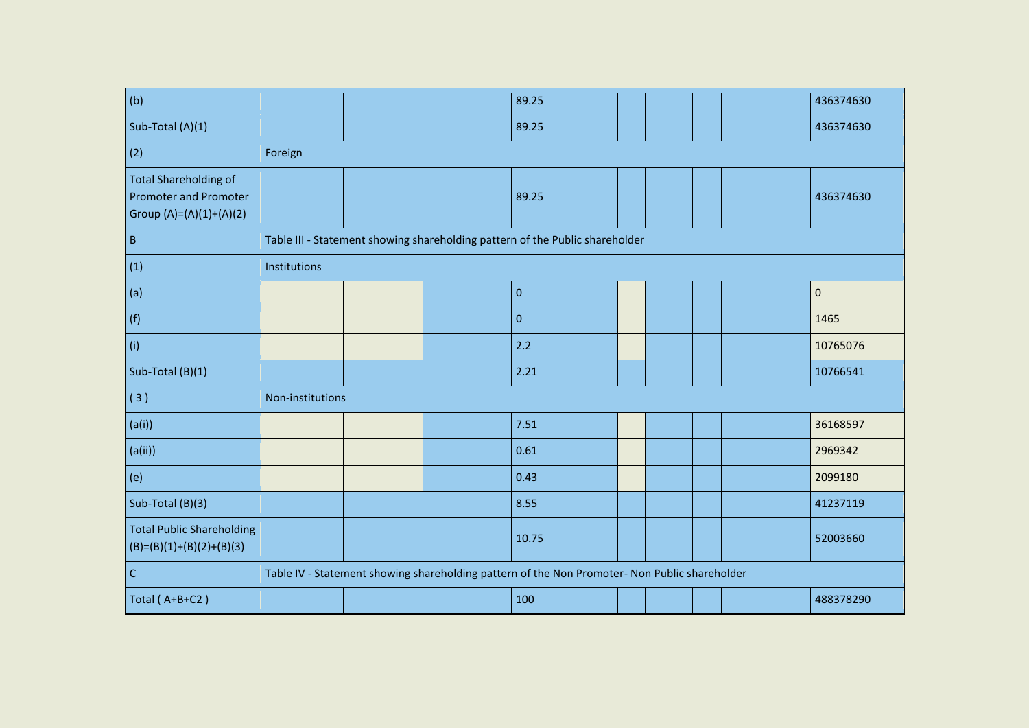| (b) | | | | 89.25 | | | | | 436374630 |
|---|---|---|---|---|---|---|---|---|---|
| Sub-Total (A)(1) | | | | 89.25 | | | | | 436374630 |
| (2) | Foreign | | | | | | | | |
| Total Shareholding of Promoter and Promoter Group (A)=(A)(1)+(A)(2) | | | | 89.25 | | | | | 436374630 |
| B | Table III - Statement showing shareholding pattern of the Public shareholder | | | | | | | | |
| (1) | Institutions | | | | | | | | |
| (a) | | | | 0 | | | | | 0 |
| (f) | | | | 0 | | | | | 1465 |
| (i) | | | | 2.2 | | | | | 10765076 |
| Sub-Total (B)(1) | | | | 2.21 | | | | | 10766541 |
| ( 3 ) | Non-institutions | | | | | | | | |
| (a(i)) | | | | 7.51 | | | | | 36168597 |
| (a(ii)) | | | | 0.61 | | | | | 2969342 |
| (e) | | | | 0.43 | | | | | 2099180 |
| Sub-Total (B)(3) | | | | 8.55 | | | | | 41237119 |
| Total Public Shareholding (B)=(B)(1)+(B)(2)+(B)(3) | | | | 10.75 | | | | | 52003660 |
| C | Table IV - Statement showing shareholding pattern of the Non Promoter- Non Public shareholder | | | | | | | | |
| Total ( A+B+C2 ) | | | | 100 | | | | | 488378290 |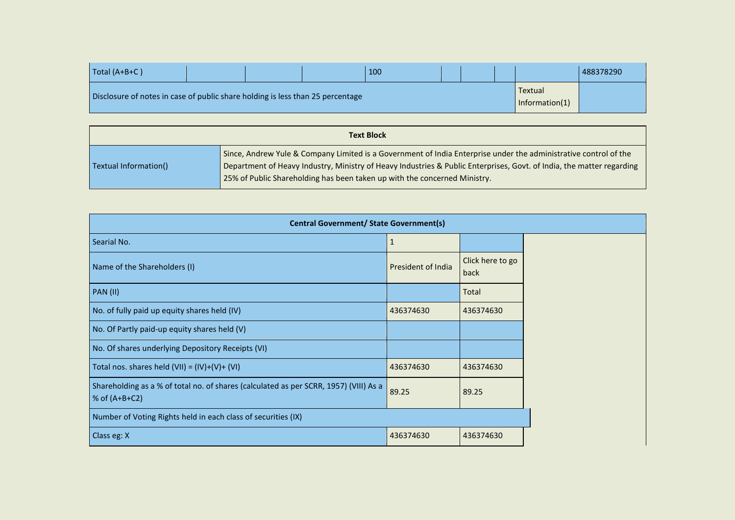| Total (A+B+C ) | | | | 100 | | | | | 488378290 |
|---|---|---|---|---|---|---|---|---|---|
| Disclosure of notes in case of public share holding is less than 25 percentage | | | | | | | | Textual Information(1) | |

| Text Block | |
|---|---|
| Textual Information() | Since, Andrew Yule & Company Limited is a Government of India Enterprise under the administrative control of the Department of Heavy Industry, Ministry of Heavy Industries & Public Enterprises, Govt. of India, the matter regarding 25% of Public Shareholding has been taken up with the concerned Ministry. |

| Central Government/ State Government(s) | | |
|---|---|---|
| Searial No. | 1 | |
| Name of the Shareholders (I) | President of India | Click here to go back |
| PAN (II) | | Total |
| No. of fully paid up equity shares held (IV) | 436374630 | 436374630 |
| No. Of Partly paid-up equity shares held (V) | | |
| No. Of shares underlying Depository Receipts (VI) | | |
| Total nos. shares held (VII) = (IV)+(V)+ (VI) | 436374630 | 436374630 |
| Shareholding as a % of total no. of shares (calculated as per SCRR, 1957) (VIII) As a % of (A+B+C2) | 89.25 | 89.25 |
| Number of Voting Rights held in each class of securities (IX) | | |
| Class eg: X | 436374630 | 436374630 |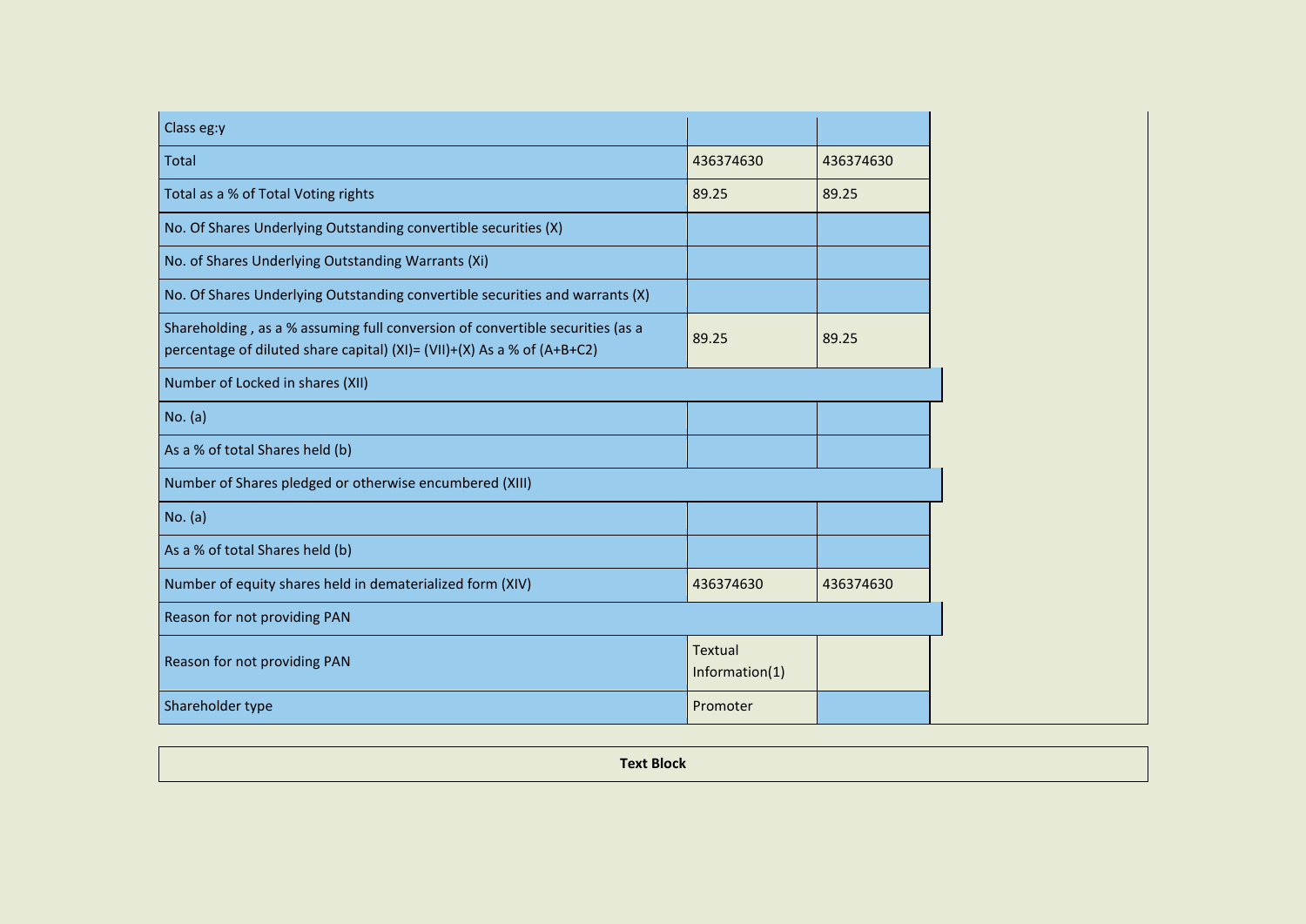| | | |
|---|---|---|
| Class eg:y | | |
| Total | 436374630 | 436374630 |
| Total as a % of Total Voting rights | 89.25 | 89.25 |
| No. Of Shares Underlying Outstanding convertible securities (X) | | |
| No. of Shares Underlying Outstanding Warrants (Xi) | | |
| No. Of Shares Underlying Outstanding convertible securities and warrants (X) | | |
| Shareholding , as a % assuming full conversion of convertible securities (as a percentage of diluted share capital) (XI)= (VII)+(X) As a % of (A+B+C2) | 89.25 | 89.25 |
| Number of Locked in shares (XII) | | |
| No. (a) | | |
| As a % of total Shares held (b) | | |
| Number of Shares pledged or otherwise encumbered (XIII) | | |
| No. (a) | | |
| As a % of total Shares held (b) | | |
| Number of equity shares held in dematerialized form (XIV) | 436374630 | 436374630 |
| Reason for not providing PAN | | |
| Reason for not providing PAN | Textual Information(1) | |
| Shareholder type | Promoter | |

| Text Block |
|---|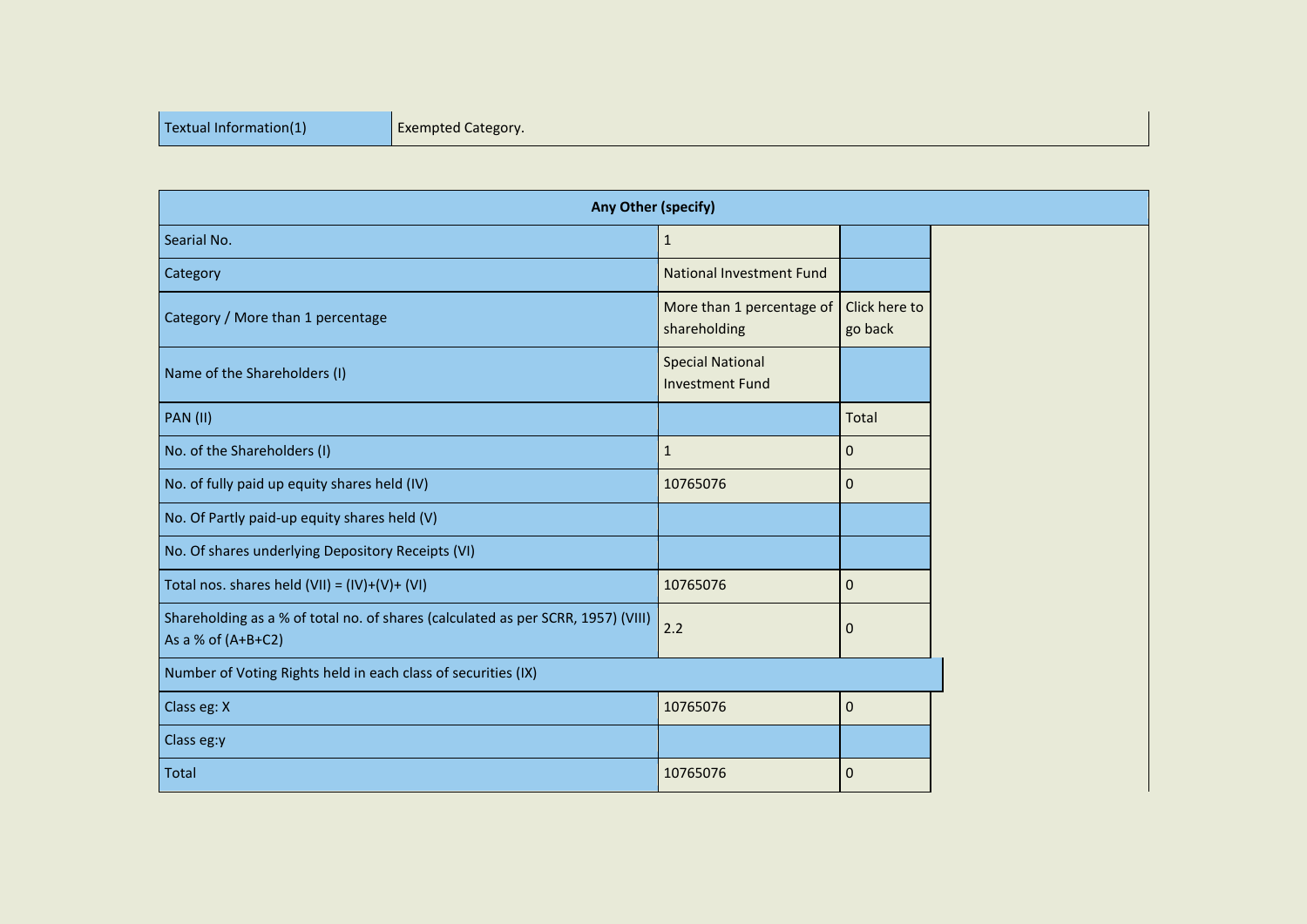| Textual Information(1) | Exempted Category. |
| --- | --- |

| Any Other (specify) | | |
| --- | --- | --- |
| Searial No. | 1 | |
| Category | National Investment Fund | |
| Category / More than 1 percentage | More than 1 percentage of shareholding | Click here to go back |
| Name of the Shareholders (I) | Special National Investment Fund | |
| PAN (II) | | Total |
| No. of the Shareholders (I) | 1 | 0 |
| No. of fully paid up equity shares held (IV) | 10765076 | 0 |
| No. Of Partly paid-up equity shares held (V) | | |
| No. Of shares underlying Depository Receipts (VI) | | |
| Total nos. shares held (VII) = (IV)+(V)+ (VI) | 10765076 | 0 |
| Shareholding as a % of total no. of shares (calculated as per SCRR, 1957) (VIII) As a % of (A+B+C2) | 2.2 | 0 |
| Number of Voting Rights held in each class of securities (IX) | | |
| Class eg: X | 10765076 | 0 |
| Class eg:y | | |
| Total | 10765076 | 0 |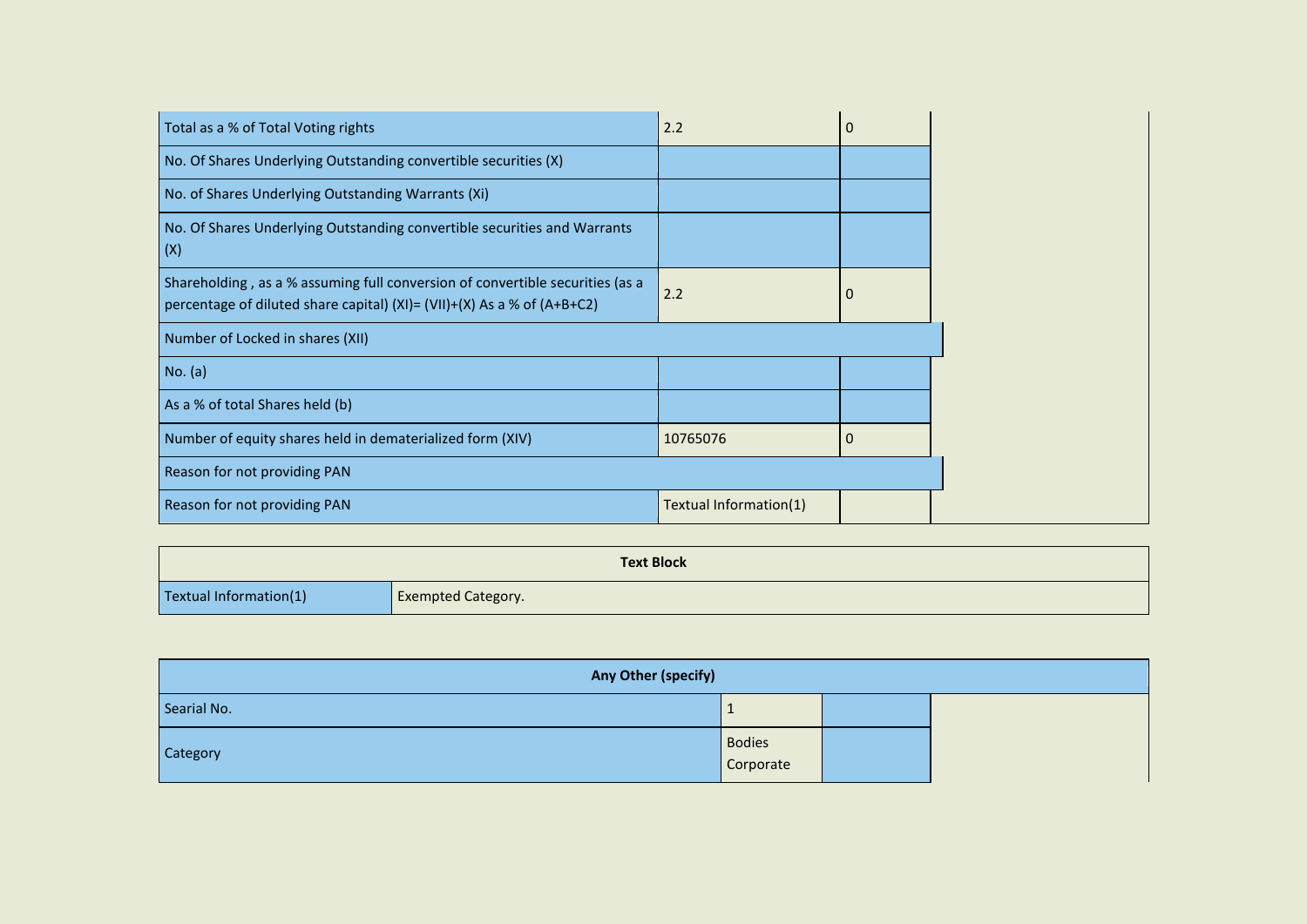| | | | |
|---|---|---|---|
| Total as a % of Total Voting rights | 2.2 | 0 | |
| No. Of Shares Underlying Outstanding convertible securities (X) | | | |
| No. of Shares Underlying Outstanding Warrants (Xi) | | | |
| No. Of Shares Underlying Outstanding convertible securities and Warrants (X) | | | |
| Shareholding , as a % assuming full conversion of convertible securities (as a percentage of diluted share capital) (XI)= (VII)+(X) As a % of (A+B+C2) | 2.2 | 0 | |
| Number of Locked in shares (XII) | | | |
| No. (a) | | | |
| As a % of total Shares held (b) | | | |
| Number of equity shares held in dematerialized form (XIV) | 10765076 | 0 | |
| Reason for not providing PAN | | | |
| Reason for not providing PAN | Textual Information(1) | | |

| Text Block | |
|---|---|
| Textual Information(1) | Exempted Category. |

| Any Other (specify) | | | |
|---|---|---|---|
| Searial No. | 1 | | |
| Category | Bodies Corporate | | |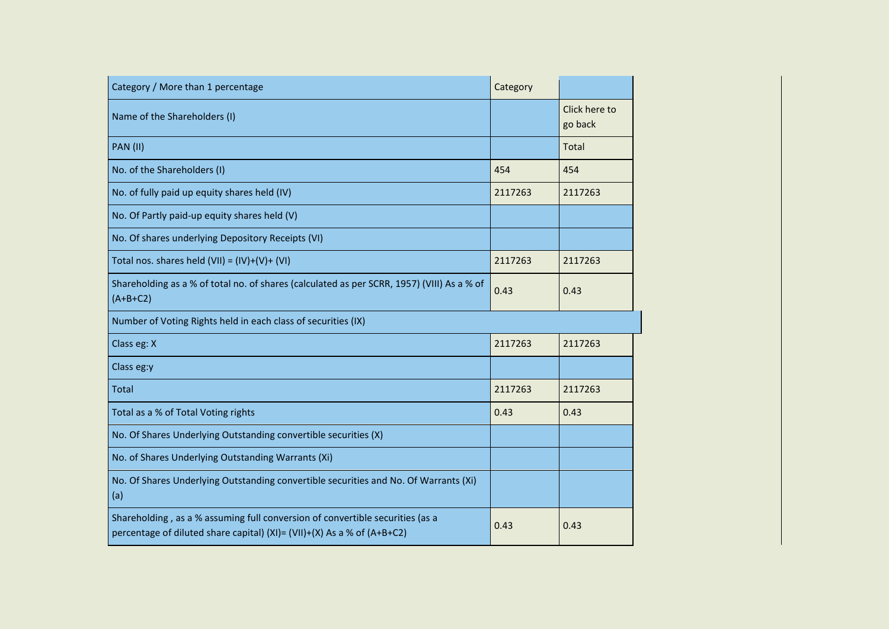| Category / More than 1 percentage | Category | |
|---|---|---|
| Name of the Shareholders (I) | | Click here to go back |
| PAN (II) | | Total |
| No. of the Shareholders (I) | 454 | 454 |
| No. of fully paid up equity shares held (IV) | 2117263 | 2117263 |
| No. Of Partly paid-up equity shares held (V) | | |
| No. Of shares underlying Depository Receipts (VI) | | |
| Total nos. shares held (VII) = (IV)+(V)+ (VI) | 2117263 | 2117263 |
| Shareholding as a % of total no. of shares (calculated as per SCRR, 1957) (VIII) As a % of (A+B+C2) | 0.43 | 0.43 |
| Number of Voting Rights held in each class of securities (IX) | | |
| Class eg: X | 2117263 | 2117263 |
| Class eg:y | | |
| Total | 2117263 | 2117263 |
| Total as a % of Total Voting rights | 0.43 | 0.43 |
| No. Of Shares Underlying Outstanding convertible securities (X) | | |
| No. of Shares Underlying Outstanding Warrants (Xi) | | |
| No. Of Shares Underlying Outstanding convertible securities and No. Of Warrants (Xi) (a) | | |
| Shareholding , as a % assuming full conversion of convertible securities (as a percentage of diluted share capital) (XI)= (VII)+(X) As a % of (A+B+C2) | 0.43 | 0.43 |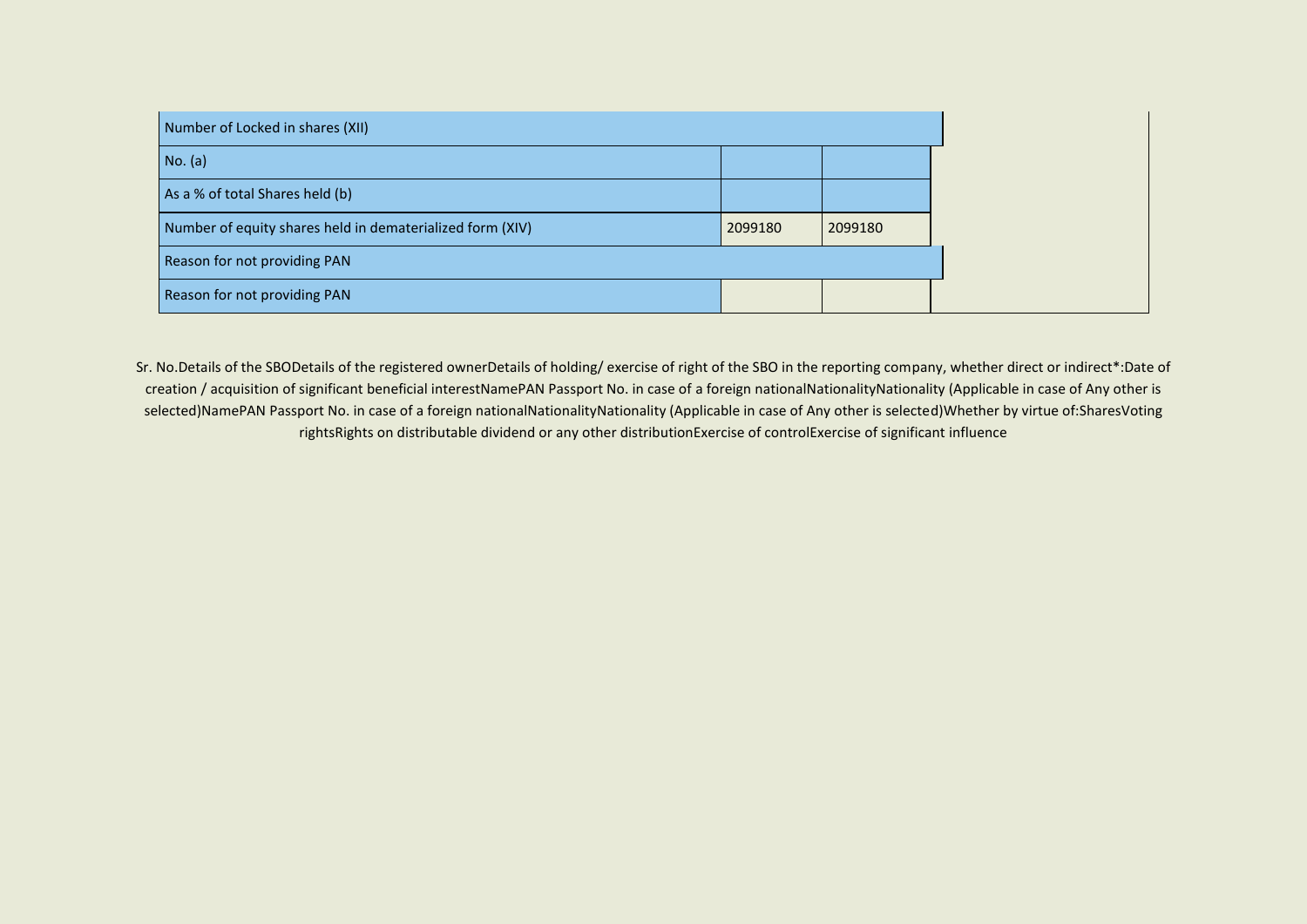| | | | |
|---|---|---|---|
| Number of Locked in shares (XII) | | | |
| No. (a) | | | |
| As a % of total Shares held (b) | | | |
| Number of equity shares held in dematerialized form (XIV) | 2099180 | 2099180 | |
| Reason for not providing PAN | | | |
| Reason for not providing PAN | | | |

Sr. No.Details of the SBODetails of the registered ownerDetails of holding/ exercise of right of the SBO in the reporting company, whether direct or indirect*:Date of creation / acquisition of significant beneficial interestNamePAN Passport No. in case of a foreign nationalNationalityNationality (Applicable in case of Any other is selected)NamePAN Passport No. in case of a foreign nationalNationalityNationality (Applicable in case of Any other is selected)Whether by virtue of:SharesVoting rightsRights on distributable dividend or any other distributionExercise of controlExercise of significant influence